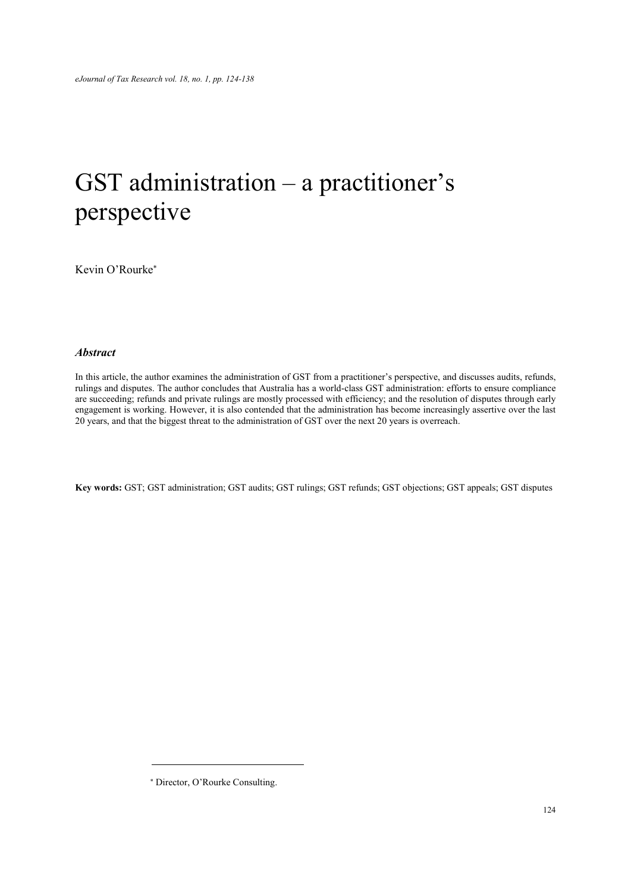# GST administration – a practitioner's perspective

Kevin O'Rourke*

### *Abstract*

In this article, the author examines the administration of GST from a practitioner's perspective, and discusses audits, refunds, rulings and disputes. The author concludes that Australia has a world-class GST administration: efforts to ensure compliance are succeeding; refunds and private rulings are mostly processed with efficiency; and the resolution of disputes through early engagement is working. However, it is also contended that the administration has become increasingly assertive over the last 20 years, and that the biggest threat to the administration of GST over the next 20 years is overreach.

**Key words:** GST; GST administration; GST audits; GST rulings; GST refunds; GST objections; GST appeals; GST disputes

---

* Director, O'Rourke Consulting.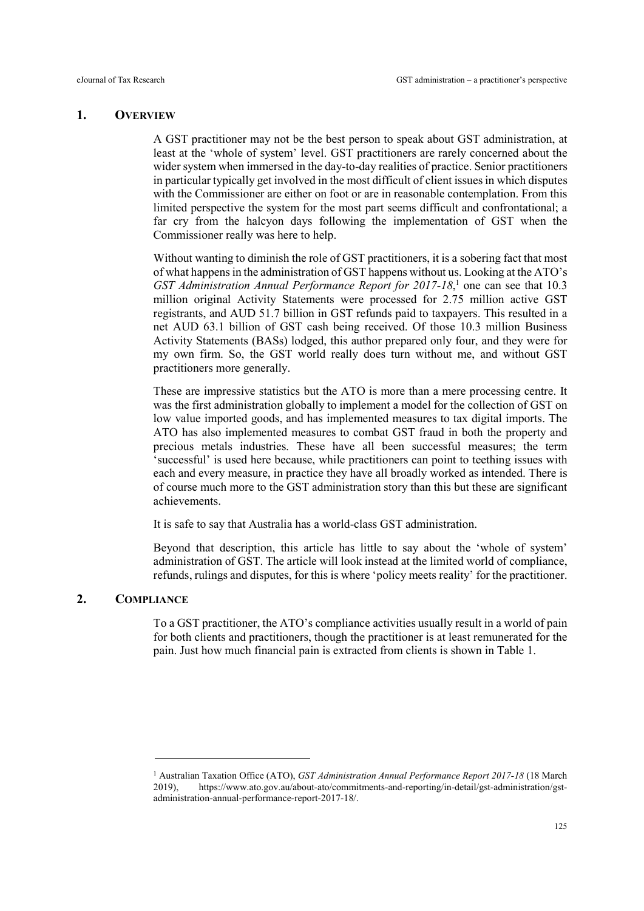## 1. OVERVIEW

A GST practitioner may not be the best person to speak about GST administration, at least at the 'whole of system' level. GST practitioners are rarely concerned about the wider system when immersed in the day-to-day realities of practice. Senior practitioners in particular typically get involved in the most difficult of client issues in which disputes with the Commissioner are either on foot or are in reasonable contemplation. From this limited perspective the system for the most part seems difficult and confrontational; a far cry from the halcyon days following the implementation of GST when the Commissioner really was here to help.

Without wanting to diminish the role of GST practitioners, it is a sobering fact that most of what happens in the administration of GST happens without us. Looking at the ATO's *GST Administration Annual Performance Report for 2017-18*,[1] one can see that 10.3 million original Activity Statements were processed for 2.75 million active GST registrants, and AUD 51.7 billion in GST refunds paid to taxpayers. This resulted in a net AUD 63.1 billion of GST cash being received. Of those 10.3 million Business Activity Statements (BASs) lodged, this author prepared only four, and they were for my own firm. So, the GST world really does turn without me, and without GST practitioners more generally.

These are impressive statistics but the ATO is more than a mere processing centre. It was the first administration globally to implement a model for the collection of GST on low value imported goods, and has implemented measures to tax digital imports. The ATO has also implemented measures to combat GST fraud in both the property and precious metals industries. These have all been successful measures; the term 'successful' is used here because, while practitioners can point to teething issues with each and every measure, in practice they have all broadly worked as intended. There is of course much more to the GST administration story than this but these are significant achievements.

It is safe to say that Australia has a world-class GST administration.

Beyond that description, this article has little to say about the 'whole of system' administration of GST. The article will look instead at the limited world of compliance, refunds, rulings and disputes, for this is where 'policy meets reality' for the practitioner.

## 2. COMPLIANCE

To a GST practitioner, the ATO's compliance activities usually result in a world of pain for both clients and practitioners, though the practitioner is at least remunerated for the pain. Just how much financial pain is extracted from clients is shown in Table 1.

---

[1] Australian Taxation Office (ATO), *GST Administration Annual Performance Report 2017-18* (18 March 2019), https://www.ato.gov.au/about-ato/commitments-and-reporting/in-detail/gst-administration/gst-administration-annual-performance-report-2017-18/.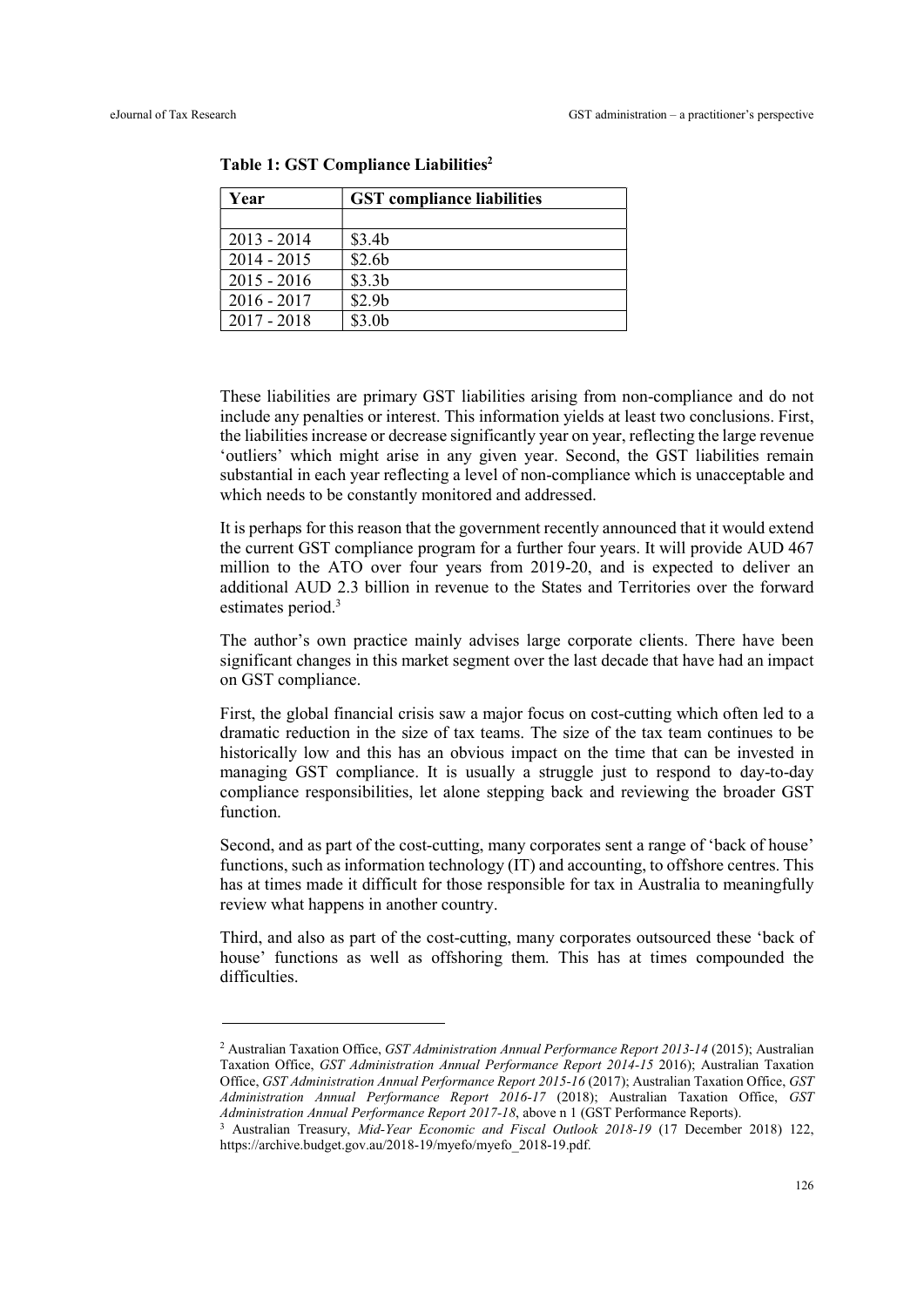**Table 1: GST Compliance Liabilities**[2]

| Year | GST compliance liabilities |
|---|---|
| | |
| 2013 - 2014 | \$3.4b |
| 2014 - 2015 | \$2.6b |
| 2015 - 2016 | \$3.3b |
| 2016 - 2017 | \$2.9b |
| 2017 - 2018 | \$3.0b |

These liabilities are primary GST liabilities arising from non-compliance and do not include any penalties or interest. This information yields at least two conclusions. First, the liabilities increase or decrease significantly year on year, reflecting the large revenue 'outliers' which might arise in any given year. Second, the GST liabilities remain substantial in each year reflecting a level of non-compliance which is unacceptable and which needs to be constantly monitored and addressed.

It is perhaps for this reason that the government recently announced that it would extend the current GST compliance program for a further four years. It will provide AUD 467 million to the ATO over four years from 2019-20, and is expected to deliver an additional AUD 2.3 billion in revenue to the States and Territories over the forward estimates period.[3]

The author's own practice mainly advises large corporate clients. There have been significant changes in this market segment over the last decade that have had an impact on GST compliance.

First, the global financial crisis saw a major focus on cost-cutting which often led to a dramatic reduction in the size of tax teams. The size of the tax team continues to be historically low and this has an obvious impact on the time that can be invested in managing GST compliance. It is usually a struggle just to respond to day-to-day compliance responsibilities, let alone stepping back and reviewing the broader GST function.

Second, and as part of the cost-cutting, many corporates sent a range of 'back of house' functions, such as information technology (IT) and accounting, to offshore centres. This has at times made it difficult for those responsible for tax in Australia to meaningfully review what happens in another country.

Third, and also as part of the cost-cutting, many corporates outsourced these 'back of house' functions as well as offshoring them. This has at times compounded the difficulties.

---

[2] Australian Taxation Office, *GST Administration Annual Performance Report 2013-14* (2015); Australian Taxation Office, *GST Administration Annual Performance Report 2014-15* 2016); Australian Taxation Office, *GST Administration Annual Performance Report 2015-16* (2017); Australian Taxation Office, *GST Administration Annual Performance Report 2016-17* (2018); Australian Taxation Office, *GST Administration Annual Performance Report 2017-18*, above n 1 (GST Performance Reports).

[3] Australian Treasury, *Mid-Year Economic and Fiscal Outlook 2018-19* (17 December 2018) 122, https://archive.budget.gov.au/2018-19/myefo/myefo_2018-19.pdf.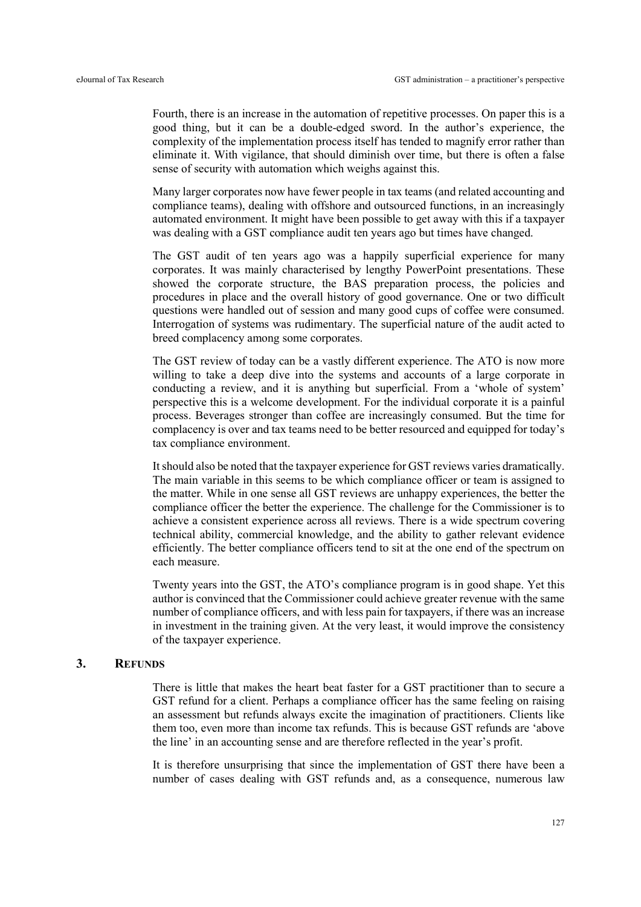Fourth, there is an increase in the automation of repetitive processes. On paper this is a good thing, but it can be a double-edged sword. In the author's experience, the complexity of the implementation process itself has tended to magnify error rather than eliminate it. With vigilance, that should diminish over time, but there is often a false sense of security with automation which weighs against this.

Many larger corporates now have fewer people in tax teams (and related accounting and compliance teams), dealing with offshore and outsourced functions, in an increasingly automated environment. It might have been possible to get away with this if a taxpayer was dealing with a GST compliance audit ten years ago but times have changed.

The GST audit of ten years ago was a happily superficial experience for many corporates. It was mainly characterised by lengthy PowerPoint presentations. These showed the corporate structure, the BAS preparation process, the policies and procedures in place and the overall history of good governance. One or two difficult questions were handled out of session and many good cups of coffee were consumed. Interrogation of systems was rudimentary. The superficial nature of the audit acted to breed complacency among some corporates.

The GST review of today can be a vastly different experience. The ATO is now more willing to take a deep dive into the systems and accounts of a large corporate in conducting a review, and it is anything but superficial. From a 'whole of system' perspective this is a welcome development. For the individual corporate it is a painful process. Beverages stronger than coffee are increasingly consumed. But the time for complacency is over and tax teams need to be better resourced and equipped for today's tax compliance environment.

It should also be noted that the taxpayer experience for GST reviews varies dramatically. The main variable in this seems to be which compliance officer or team is assigned to the matter. While in one sense all GST reviews are unhappy experiences, the better the compliance officer the better the experience. The challenge for the Commissioner is to achieve a consistent experience across all reviews. There is a wide spectrum covering technical ability, commercial knowledge, and the ability to gather relevant evidence efficiently. The better compliance officers tend to sit at the one end of the spectrum on each measure.

Twenty years into the GST, the ATO's compliance program is in good shape. Yet this author is convinced that the Commissioner could achieve greater revenue with the same number of compliance officers, and with less pain for taxpayers, if there was an increase in investment in the training given. At the very least, it would improve the consistency of the taxpayer experience.

## 3. Refunds

There is little that makes the heart beat faster for a GST practitioner than to secure a GST refund for a client. Perhaps a compliance officer has the same feeling on raising an assessment but refunds always excite the imagination of practitioners. Clients like them too, even more than income tax refunds. This is because GST refunds are 'above the line' in an accounting sense and are therefore reflected in the year's profit.

It is therefore unsurprising that since the implementation of GST there have been a number of cases dealing with GST refunds and, as a consequence, numerous law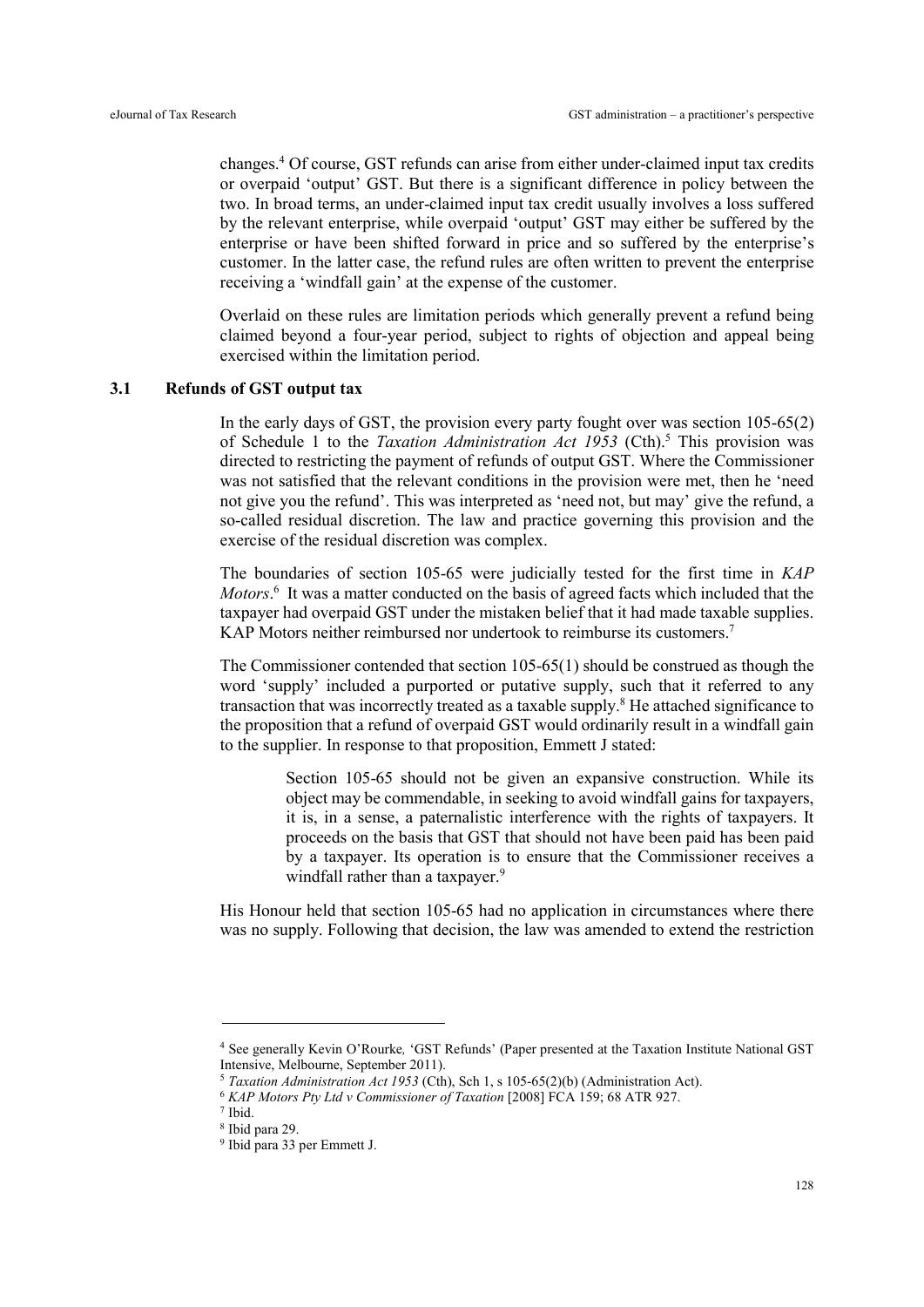changes.[4] Of course, GST refunds can arise from either under-claimed input tax credits or overpaid 'output' GST. But there is a significant difference in policy between the two. In broad terms, an under-claimed input tax credit usually involves a loss suffered by the relevant enterprise, while overpaid 'output' GST may either be suffered by the enterprise or have been shifted forward in price and so suffered by the enterprise's customer. In the latter case, the refund rules are often written to prevent the enterprise receiving a 'windfall gain' at the expense of the customer.

Overlaid on these rules are limitation periods which generally prevent a refund being claimed beyond a four-year period, subject to rights of objection and appeal being exercised within the limitation period.

### 3.1 Refunds of GST output tax

In the early days of GST, the provision every party fought over was section 105-65(2) of Schedule 1 to the *Taxation Administration Act 1953* (Cth).[5] This provision was directed to restricting the payment of refunds of output GST. Where the Commissioner was not satisfied that the relevant conditions in the provision were met, then he 'need not give you the refund'. This was interpreted as 'need not, but may' give the refund, a so-called residual discretion. The law and practice governing this provision and the exercise of the residual discretion was complex.

The boundaries of section 105-65 were judicially tested for the first time in *KAP Motors*.[6] It was a matter conducted on the basis of agreed facts which included that the taxpayer had overpaid GST under the mistaken belief that it had made taxable supplies. KAP Motors neither reimbursed nor undertook to reimburse its customers.[7]

The Commissioner contended that section 105-65(1) should be construed as though the word 'supply' included a purported or putative supply, such that it referred to any transaction that was incorrectly treated as a taxable supply.[8] He attached significance to the proposition that a refund of overpaid GST would ordinarily result in a windfall gain to the supplier. In response to that proposition, Emmett J stated:

> Section 105-65 should not be given an expansive construction. While its object may be commendable, in seeking to avoid windfall gains for taxpayers, it is, in a sense, a paternalistic interference with the rights of taxpayers. It proceeds on the basis that GST that should not have been paid has been paid by a taxpayer. Its operation is to ensure that the Commissioner receives a windfall rather than a taxpayer.[9]

His Honour held that section 105-65 had no application in circumstances where there was no supply. Following that decision, the law was amended to extend the restriction

---

[4] See generally Kevin O'Rourke, 'GST Refunds' (Paper presented at the Taxation Institute National GST Intensive, Melbourne, September 2011).

[5] *Taxation Administration Act 1953* (Cth), Sch 1, s 105-65(2)(b) (Administration Act).

[6] *KAP Motors Pty Ltd v Commissioner of Taxation* [2008] FCA 159; 68 ATR 927.

[7] Ibid.

[8] Ibid para 29.

[9] Ibid para 33 per Emmett J.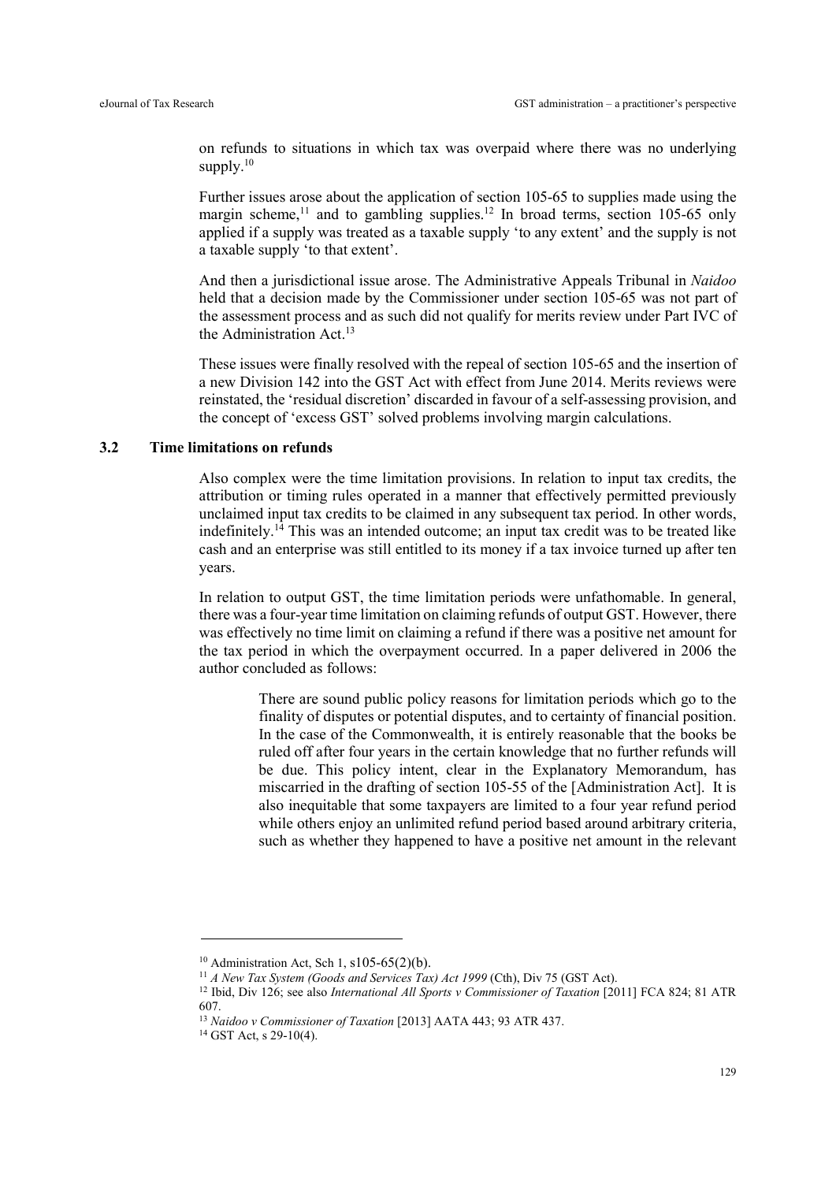on refunds to situations in which tax was overpaid where there was no underlying supply.[10]

Further issues arose about the application of section 105-65 to supplies made using the margin scheme,[11] and to gambling supplies.[12] In broad terms, section 105-65 only applied if a supply was treated as a taxable supply 'to any extent' and the supply is not a taxable supply 'to that extent'.

And then a jurisdictional issue arose. The Administrative Appeals Tribunal in *Naidoo* held that a decision made by the Commissioner under section 105-65 was not part of the assessment process and as such did not qualify for merits review under Part IVC of the Administration Act.[13]

These issues were finally resolved with the repeal of section 105-65 and the insertion of a new Division 142 into the GST Act with effect from June 2014. Merits reviews were reinstated, the 'residual discretion' discarded in favour of a self-assessing provision, and the concept of 'excess GST' solved problems involving margin calculations.

### 3.2 Time limitations on refunds

Also complex were the time limitation provisions. In relation to input tax credits, the attribution or timing rules operated in a manner that effectively permitted previously unclaimed input tax credits to be claimed in any subsequent tax period. In other words, indefinitely.[14] This was an intended outcome; an input tax credit was to be treated like cash and an enterprise was still entitled to its money if a tax invoice turned up after ten years.

In relation to output GST, the time limitation periods were unfathomable. In general, there was a four-year time limitation on claiming refunds of output GST. However, there was effectively no time limit on claiming a refund if there was a positive net amount for the tax period in which the overpayment occurred. In a paper delivered in 2006 the author concluded as follows:

> There are sound public policy reasons for limitation periods which go to the finality of disputes or potential disputes, and to certainty of financial position. In the case of the Commonwealth, it is entirely reasonable that the books be ruled off after four years in the certain knowledge that no further refunds will be due. This policy intent, clear in the Explanatory Memorandum, has miscarried in the drafting of section 105-55 of the [Administration Act]. It is also inequitable that some taxpayers are limited to a four year refund period while others enjoy an unlimited refund period based around arbitrary criteria, such as whether they happened to have a positive net amount in the relevant

---

[10] Administration Act, Sch 1, s105-65(2)(b).

[11] *A New Tax System (Goods and Services Tax) Act 1999* (Cth), Div 75 (GST Act).

[12] Ibid, Div 126; see also *International All Sports v Commissioner of Taxation* [2011] FCA 824; 81 ATR 607.

[13] *Naidoo v Commissioner of Taxation* [2013] AATA 443; 93 ATR 437.

[14] GST Act, s 29-10(4).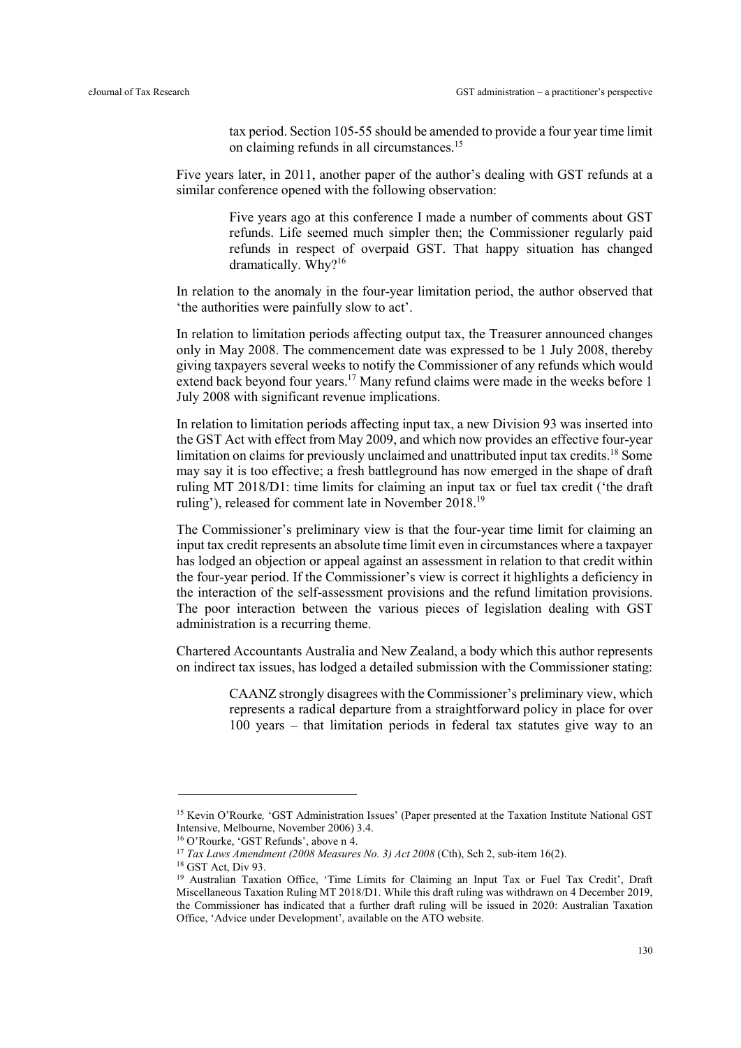> tax period. Section 105-55 should be amended to provide a four year time limit on claiming refunds in all circumstances.[15]

Five years later, in 2011, another paper of the author's dealing with GST refunds at a similar conference opened with the following observation:

> Five years ago at this conference I made a number of comments about GST refunds. Life seemed much simpler then; the Commissioner regularly paid refunds in respect of overpaid GST. That happy situation has changed dramatically. Why?[16]

In relation to the anomaly in the four-year limitation period, the author observed that 'the authorities were painfully slow to act'.

In relation to limitation periods affecting output tax, the Treasurer announced changes only in May 2008. The commencement date was expressed to be 1 July 2008, thereby giving taxpayers several weeks to notify the Commissioner of any refunds which would extend back beyond four years.[17] Many refund claims were made in the weeks before 1 July 2008 with significant revenue implications.

In relation to limitation periods affecting input tax, a new Division 93 was inserted into the GST Act with effect from May 2009, and which now provides an effective four-year limitation on claims for previously unclaimed and unattributed input tax credits.[18] Some may say it is too effective; a fresh battleground has now emerged in the shape of draft ruling MT 2018/D1: time limits for claiming an input tax or fuel tax credit ('the draft ruling'), released for comment late in November 2018.[19]

The Commissioner's preliminary view is that the four-year time limit for claiming an input tax credit represents an absolute time limit even in circumstances where a taxpayer has lodged an objection or appeal against an assessment in relation to that credit within the four-year period. If the Commissioner's view is correct it highlights a deficiency in the interaction of the self-assessment provisions and the refund limitation provisions. The poor interaction between the various pieces of legislation dealing with GST administration is a recurring theme.

Chartered Accountants Australia and New Zealand, a body which this author represents on indirect tax issues, has lodged a detailed submission with the Commissioner stating:

> CAANZ strongly disagrees with the Commissioner's preliminary view, which represents a radical departure from a straightforward policy in place for over 100 years – that limitation periods in federal tax statutes give way to an

---

[15] Kevin O'Rourke, 'GST Administration Issues' (Paper presented at the Taxation Institute National GST Intensive, Melbourne, November 2006) 3.4.

[16] O'Rourke, 'GST Refunds', above n 4.

[17] *Tax Laws Amendment (2008 Measures No. 3) Act 2008* (Cth), Sch 2, sub-item 16(2).

[18] GST Act, Div 93.

[19] Australian Taxation Office, 'Time Limits for Claiming an Input Tax or Fuel Tax Credit', Draft Miscellaneous Taxation Ruling MT 2018/D1. While this draft ruling was withdrawn on 4 December 2019, the Commissioner has indicated that a further draft ruling will be issued in 2020: Australian Taxation Office, 'Advice under Development', available on the ATO website.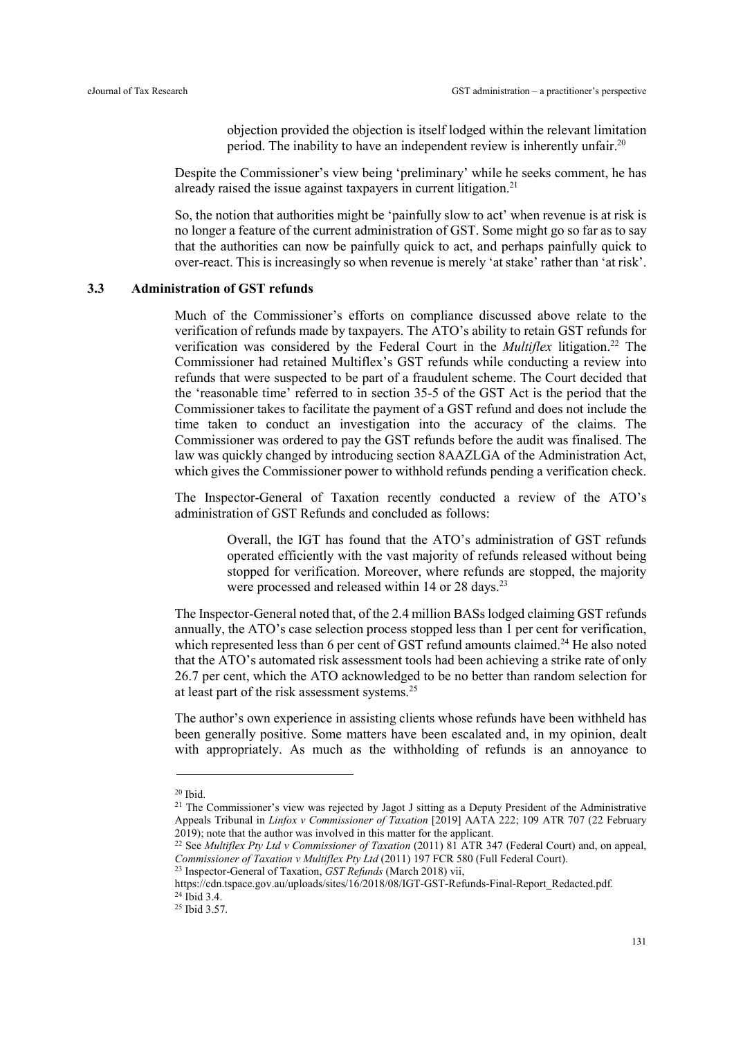> objection provided the objection is itself lodged within the relevant limitation period. The inability to have an independent review is inherently unfair.[20]

Despite the Commissioner's view being 'preliminary' while he seeks comment, he has already raised the issue against taxpayers in current litigation.[21]

So, the notion that authorities might be 'painfully slow to act' when revenue is at risk is no longer a feature of the current administration of GST. Some might go so far as to say that the authorities can now be painfully quick to act, and perhaps painfully quick to over-react. This is increasingly so when revenue is merely 'at stake' rather than 'at risk'.

### 3.3 Administration of GST refunds

Much of the Commissioner's efforts on compliance discussed above relate to the verification of refunds made by taxpayers. The ATO's ability to retain GST refunds for verification was considered by the Federal Court in the *Multiflex* litigation.[22] The Commissioner had retained Multiflex's GST refunds while conducting a review into refunds that were suspected to be part of a fraudulent scheme. The Court decided that the 'reasonable time' referred to in section 35-5 of the GST Act is the period that the Commissioner takes to facilitate the payment of a GST refund and does not include the time taken to conduct an investigation into the accuracy of the claims. The Commissioner was ordered to pay the GST refunds before the audit was finalised. The law was quickly changed by introducing section 8AAZLGA of the Administration Act, which gives the Commissioner power to withhold refunds pending a verification check.

The Inspector-General of Taxation recently conducted a review of the ATO's administration of GST Refunds and concluded as follows:

> Overall, the IGT has found that the ATO's administration of GST refunds operated efficiently with the vast majority of refunds released without being stopped for verification. Moreover, where refunds are stopped, the majority were processed and released within 14 or 28 days.[23]

The Inspector-General noted that, of the 2.4 million BASs lodged claiming GST refunds annually, the ATO's case selection process stopped less than 1 per cent for verification, which represented less than 6 per cent of GST refund amounts claimed.[24] He also noted that the ATO's automated risk assessment tools had been achieving a strike rate of only 26.7 per cent, which the ATO acknowledged to be no better than random selection for at least part of the risk assessment systems.[25]

The author's own experience in assisting clients whose refunds have been withheld has been generally positive. Some matters have been escalated and, in my opinion, dealt with appropriately. As much as the withholding of refunds is an annoyance to

---

[20] Ibid.

[21] The Commissioner's view was rejected by Jagot J sitting as a Deputy President of the Administrative Appeals Tribunal in *Linfox v Commissioner of Taxation* [2019] AATA 222; 109 ATR 707 (22 February 2019); note that the author was involved in this matter for the applicant.

[22] See *Multiflex Pty Ltd v Commissioner of Taxation* (2011) 81 ATR 347 (Federal Court) and, on appeal, *Commissioner of Taxation v Multiflex Pty Ltd* (2011) 197 FCR 580 (Full Federal Court).

[23] Inspector-General of Taxation, *GST Refunds* (March 2018) vii, https://cdn.tspace.gov.au/uploads/sites/16/2018/08/IGT-GST-Refunds-Final-Report_Redacted.pdf.

[24] Ibid 3.4.

[25] Ibid 3.57.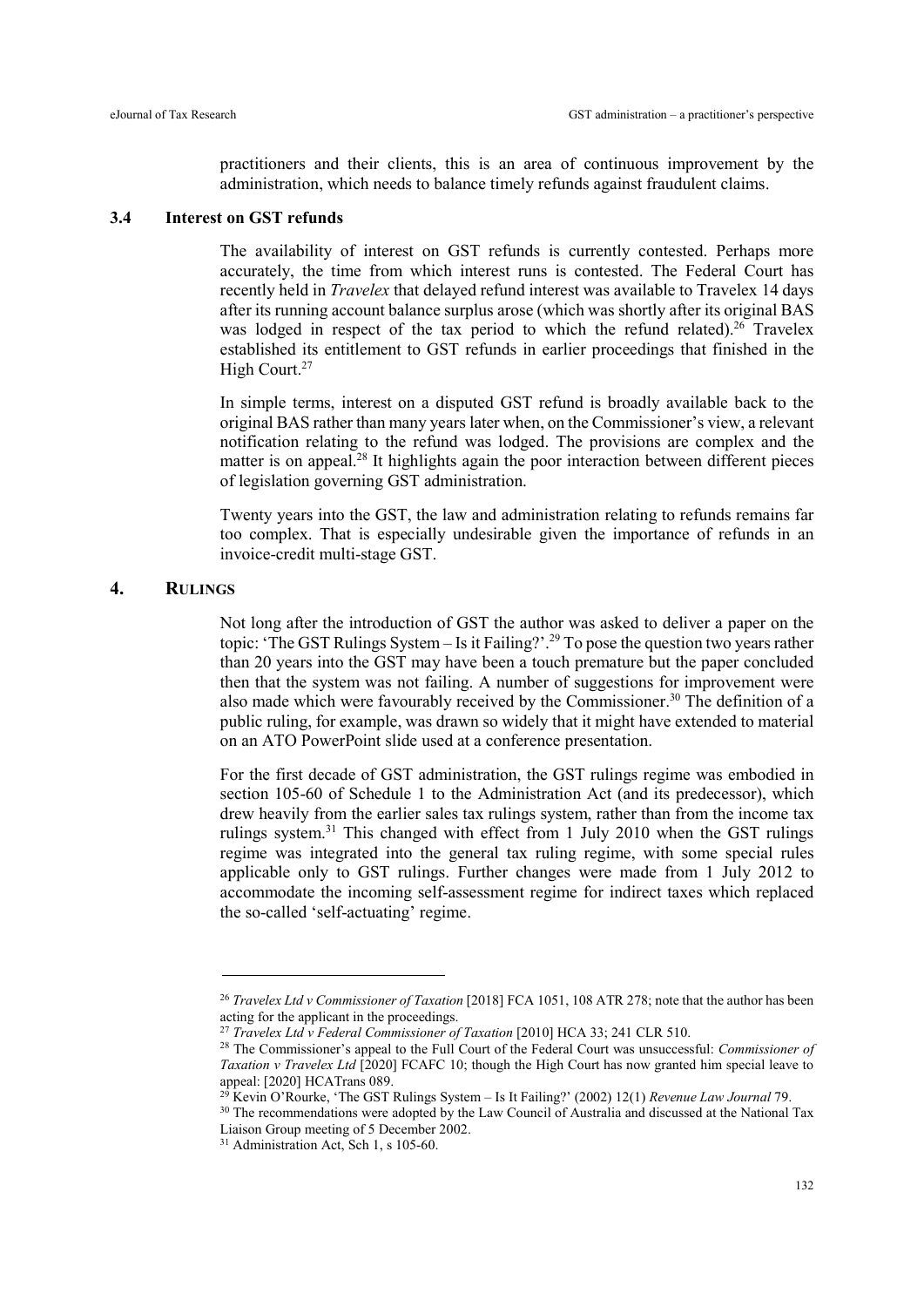practitioners and their clients, this is an area of continuous improvement by the administration, which needs to balance timely refunds against fraudulent claims.

### 3.4 Interest on GST refunds

The availability of interest on GST refunds is currently contested. Perhaps more accurately, the time from which interest runs is contested. The Federal Court has recently held in *Travelex* that delayed refund interest was available to Travelex 14 days after its running account balance surplus arose (which was shortly after its original BAS was lodged in respect of the tax period to which the refund related).[26] Travelex established its entitlement to GST refunds in earlier proceedings that finished in the High Court.[27]

In simple terms, interest on a disputed GST refund is broadly available back to the original BAS rather than many years later when, on the Commissioner's view, a relevant notification relating to the refund was lodged. The provisions are complex and the matter is on appeal.[28] It highlights again the poor interaction between different pieces of legislation governing GST administration.

Twenty years into the GST, the law and administration relating to refunds remains far too complex. That is especially undesirable given the importance of refunds in an invoice-credit multi-stage GST.

## 4. RULINGS

Not long after the introduction of GST the author was asked to deliver a paper on the topic: 'The GST Rulings System – Is it Failing?'.[29] To pose the question two years rather than 20 years into the GST may have been a touch premature but the paper concluded then that the system was not failing. A number of suggestions for improvement were also made which were favourably received by the Commissioner.[30] The definition of a public ruling, for example, was drawn so widely that it might have extended to material on an ATO PowerPoint slide used at a conference presentation.

For the first decade of GST administration, the GST rulings regime was embodied in section 105-60 of Schedule 1 to the Administration Act (and its predecessor), which drew heavily from the earlier sales tax rulings system, rather than from the income tax rulings system.[31] This changed with effect from 1 July 2010 when the GST rulings regime was integrated into the general tax ruling regime, with some special rules applicable only to GST rulings. Further changes were made from 1 July 2012 to accommodate the incoming self-assessment regime for indirect taxes which replaced the so-called 'self-actuating' regime.

---

[26] *Travelex Ltd v Commissioner of Taxation* [2018] FCA 1051, 108 ATR 278; note that the author has been acting for the applicant in the proceedings.

[27] *Travelex Ltd v Federal Commissioner of Taxation* [2010] HCA 33; 241 CLR 510.

[28] The Commissioner's appeal to the Full Court of the Federal Court was unsuccessful: *Commissioner of Taxation v Travelex Ltd* [2020] FCAFC 10; though the High Court has now granted him special leave to appeal: [2020] HCATrans 089.

[29] Kevin O'Rourke, 'The GST Rulings System – Is It Failing?' (2002) 12(1) *Revenue Law Journal* 79.

[30] The recommendations were adopted by the Law Council of Australia and discussed at the National Tax Liaison Group meeting of 5 December 2002.

[31] Administration Act, Sch 1, s 105-60.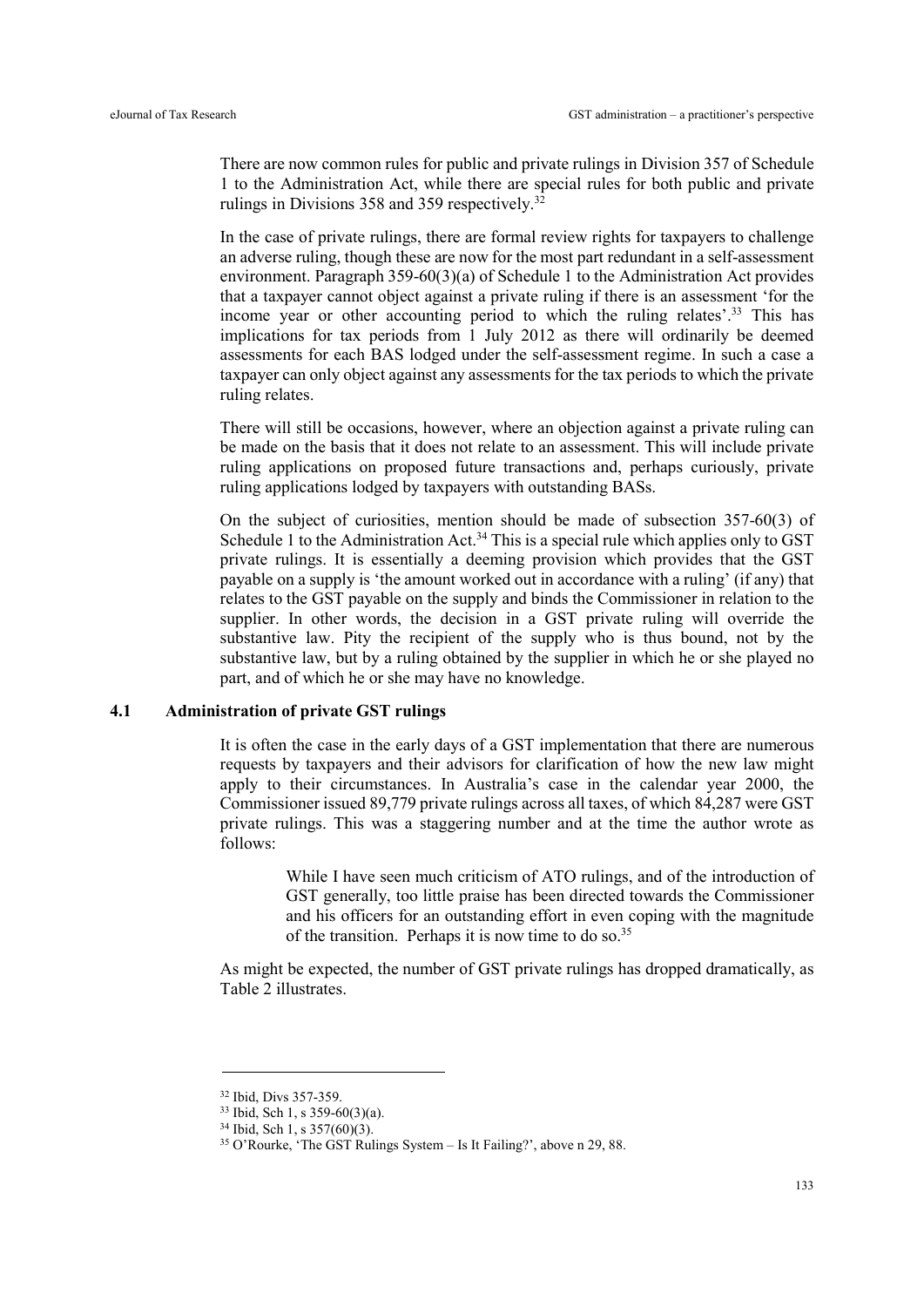There are now common rules for public and private rulings in Division 357 of Schedule 1 to the Administration Act, while there are special rules for both public and private rulings in Divisions 358 and 359 respectively.[32]

In the case of private rulings, there are formal review rights for taxpayers to challenge an adverse ruling, though these are now for the most part redundant in a self-assessment environment. Paragraph 359-60(3)(a) of Schedule 1 to the Administration Act provides that a taxpayer cannot object against a private ruling if there is an assessment 'for the income year or other accounting period to which the ruling relates'.[33] This has implications for tax periods from 1 July 2012 as there will ordinarily be deemed assessments for each BAS lodged under the self-assessment regime. In such a case a taxpayer can only object against any assessments for the tax periods to which the private ruling relates.

There will still be occasions, however, where an objection against a private ruling can be made on the basis that it does not relate to an assessment. This will include private ruling applications on proposed future transactions and, perhaps curiously, private ruling applications lodged by taxpayers with outstanding BASs.

On the subject of curiosities, mention should be made of subsection 357-60(3) of Schedule 1 to the Administration Act.[34] This is a special rule which applies only to GST private rulings. It is essentially a deeming provision which provides that the GST payable on a supply is 'the amount worked out in accordance with a ruling' (if any) that relates to the GST payable on the supply and binds the Commissioner in relation to the supplier. In other words, the decision in a GST private ruling will override the substantive law. Pity the recipient of the supply who is thus bound, not by the substantive law, but by a ruling obtained by the supplier in which he or she played no part, and of which he or she may have no knowledge.

### 4.1 Administration of private GST rulings

It is often the case in the early days of a GST implementation that there are numerous requests by taxpayers and their advisors for clarification of how the new law might apply to their circumstances. In Australia's case in the calendar year 2000, the Commissioner issued 89,779 private rulings across all taxes, of which 84,287 were GST private rulings. This was a staggering number and at the time the author wrote as follows:

> While I have seen much criticism of ATO rulings, and of the introduction of GST generally, too little praise has been directed towards the Commissioner and his officers for an outstanding effort in even coping with the magnitude of the transition. Perhaps it is now time to do so.[35]

As might be expected, the number of GST private rulings has dropped dramatically, as Table 2 illustrates.

---

[32] Ibid, Divs 357-359.

[33] Ibid, Sch 1, s 359-60(3)(a).

[34] Ibid, Sch 1, s 357(60)(3).

[35] O'Rourke, 'The GST Rulings System – Is It Failing?', above n 29, 88.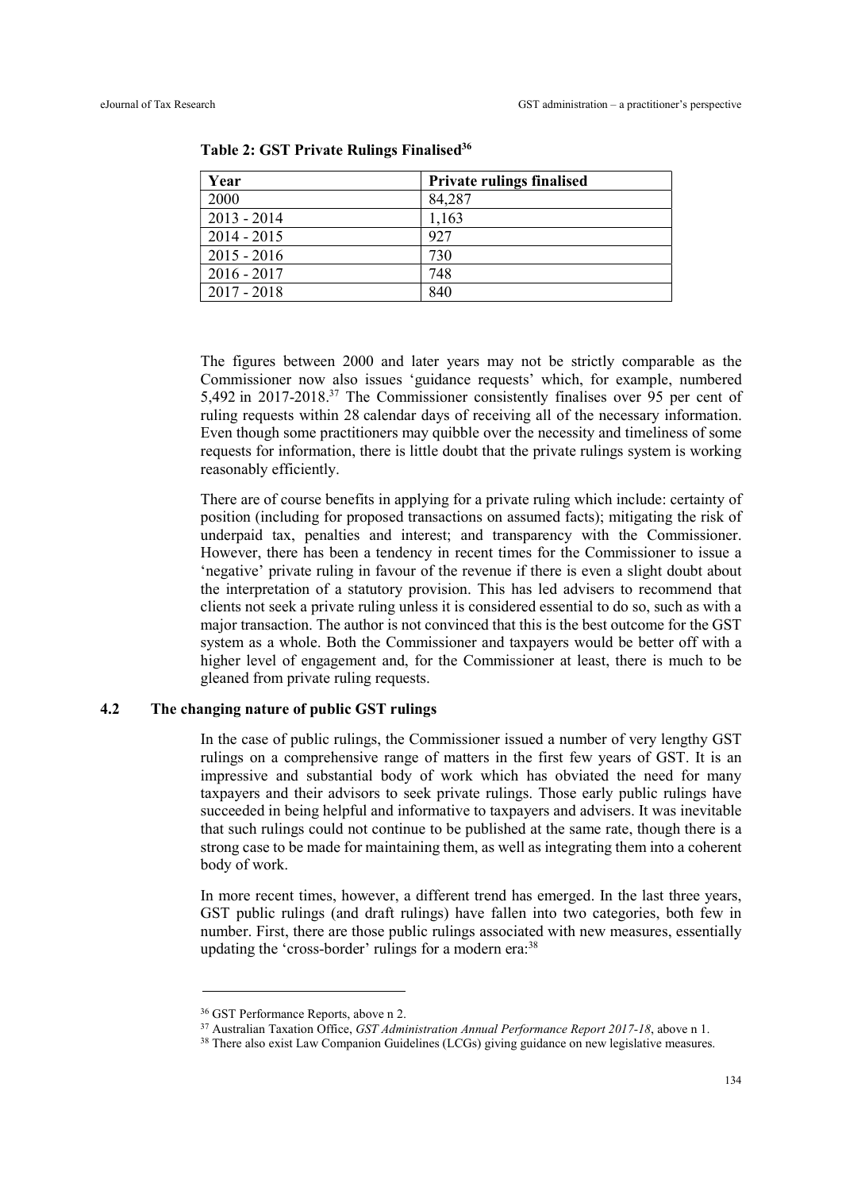**Table 2: GST Private Rulings Finalised**[36]

| Year | Private rulings finalised |
|---|---|
| 2000 | 84,287 |
| 2013 - 2014 | 1,163 |
| 2014 - 2015 | 927 |
| 2015 - 2016 | 730 |
| 2016 - 2017 | 748 |
| 2017 - 2018 | 840 |

The figures between 2000 and later years may not be strictly comparable as the Commissioner now also issues 'guidance requests' which, for example, numbered 5,492 in 2017-2018.[37] The Commissioner consistently finalises over 95 per cent of ruling requests within 28 calendar days of receiving all of the necessary information. Even though some practitioners may quibble over the necessity and timeliness of some requests for information, there is little doubt that the private rulings system is working reasonably efficiently.

There are of course benefits in applying for a private ruling which include: certainty of position (including for proposed transactions on assumed facts); mitigating the risk of underpaid tax, penalties and interest; and transparency with the Commissioner. However, there has been a tendency in recent times for the Commissioner to issue a 'negative' private ruling in favour of the revenue if there is even a slight doubt about the interpretation of a statutory provision. This has led advisers to recommend that clients not seek a private ruling unless it is considered essential to do so, such as with a major transaction. The author is not convinced that this is the best outcome for the GST system as a whole. Both the Commissioner and taxpayers would be better off with a higher level of engagement and, for the Commissioner at least, there is much to be gleaned from private ruling requests.

### 4.2 The changing nature of public GST rulings

In the case of public rulings, the Commissioner issued a number of very lengthy GST rulings on a comprehensive range of matters in the first few years of GST. It is an impressive and substantial body of work which has obviated the need for many taxpayers and their advisors to seek private rulings. Those early public rulings have succeeded in being helpful and informative to taxpayers and advisers. It was inevitable that such rulings could not continue to be published at the same rate, though there is a strong case to be made for maintaining them, as well as integrating them into a coherent body of work.

In more recent times, however, a different trend has emerged. In the last three years, GST public rulings (and draft rulings) have fallen into two categories, both few in number. First, there are those public rulings associated with new measures, essentially updating the 'cross-border' rulings for a modern era:[38]

---

[36] GST Performance Reports, above n 2.

[37] Australian Taxation Office, *GST Administration Annual Performance Report 2017-18*, above n 1.

[38] There also exist Law Companion Guidelines (LCGs) giving guidance on new legislative measures.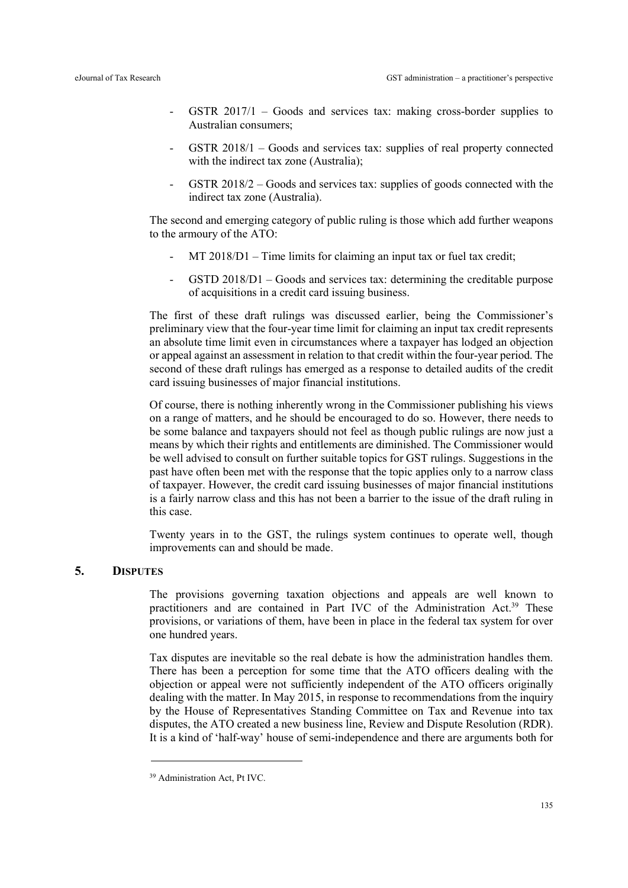- GSTR 2017/1 – Goods and services tax: making cross-border supplies to Australian consumers;
- GSTR 2018/1 – Goods and services tax: supplies of real property connected with the indirect tax zone (Australia);
- GSTR 2018/2 – Goods and services tax: supplies of goods connected with the indirect tax zone (Australia).

The second and emerging category of public ruling is those which add further weapons to the armoury of the ATO:

- MT 2018/D1 – Time limits for claiming an input tax or fuel tax credit;
- GSTD 2018/D1 – Goods and services tax: determining the creditable purpose of acquisitions in a credit card issuing business.

The first of these draft rulings was discussed earlier, being the Commissioner's preliminary view that the four-year time limit for claiming an input tax credit represents an absolute time limit even in circumstances where a taxpayer has lodged an objection or appeal against an assessment in relation to that credit within the four-year period. The second of these draft rulings has emerged as a response to detailed audits of the credit card issuing businesses of major financial institutions.

Of course, there is nothing inherently wrong in the Commissioner publishing his views on a range of matters, and he should be encouraged to do so. However, there needs to be some balance and taxpayers should not feel as though public rulings are now just a means by which their rights and entitlements are diminished. The Commissioner would be well advised to consult on further suitable topics for GST rulings. Suggestions in the past have often been met with the response that the topic applies only to a narrow class of taxpayer. However, the credit card issuing businesses of major financial institutions is a fairly narrow class and this has not been a barrier to the issue of the draft ruling in this case.

Twenty years in to the GST, the rulings system continues to operate well, though improvements can and should be made.

## 5. Disputes

The provisions governing taxation objections and appeals are well known to practitioners and are contained in Part IVC of the Administration Act.[39] These provisions, or variations of them, have been in place in the federal tax system for over one hundred years.

Tax disputes are inevitable so the real debate is how the administration handles them. There has been a perception for some time that the ATO officers dealing with the objection or appeal were not sufficiently independent of the ATO officers originally dealing with the matter. In May 2015, in response to recommendations from the inquiry by the House of Representatives Standing Committee on Tax and Revenue into tax disputes, the ATO created a new business line, Review and Dispute Resolution (RDR). It is a kind of 'half-way' house of semi-independence and there are arguments both for

[39] Administration Act, Pt IVC.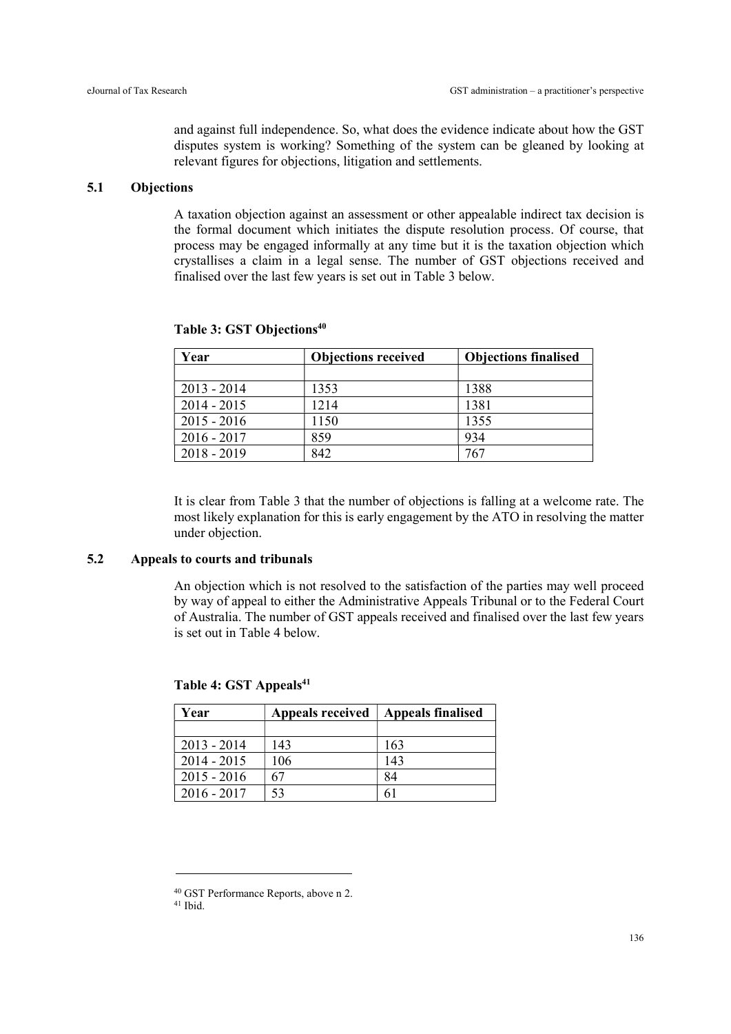and against full independence. So, what does the evidence indicate about how the GST disputes system is working? Something of the system can be gleaned by looking at relevant figures for objections, litigation and settlements.

### 5.1 Objections

A taxation objection against an assessment or other appealable indirect tax decision is the formal document which initiates the dispute resolution process. Of course, that process may be engaged informally at any time but it is the taxation objection which crystallises a claim in a legal sense. The number of GST objections received and finalised over the last few years is set out in Table 3 below.

**Table 3: GST Objections**[40]

| Year | Objections received | Objections finalised |
|---|---|---|
| | | |
| 2013 - 2014 | 1353 | 1388 |
| 2014 - 2015 | 1214 | 1381 |
| 2015 - 2016 | 1150 | 1355 |
| 2016 - 2017 | 859 | 934 |
| 2018 - 2019 | 842 | 767 |

It is clear from Table 3 that the number of objections is falling at a welcome rate. The most likely explanation for this is early engagement by the ATO in resolving the matter under objection.

### 5.2 Appeals to courts and tribunals

An objection which is not resolved to the satisfaction of the parties may well proceed by way of appeal to either the Administrative Appeals Tribunal or to the Federal Court of Australia. The number of GST appeals received and finalised over the last few years is set out in Table 4 below.

**Table 4: GST Appeals**[41]

| Year | Appeals received | Appeals finalised |
|---|---|---|
| | | |
| 2013 - 2014 | 143 | 163 |
| 2014 - 2015 | 106 | 143 |
| 2015 - 2016 | 67 | 84 |
| 2016 - 2017 | 53 | 61 |

---

[40] GST Performance Reports, above n 2.

[41] Ibid.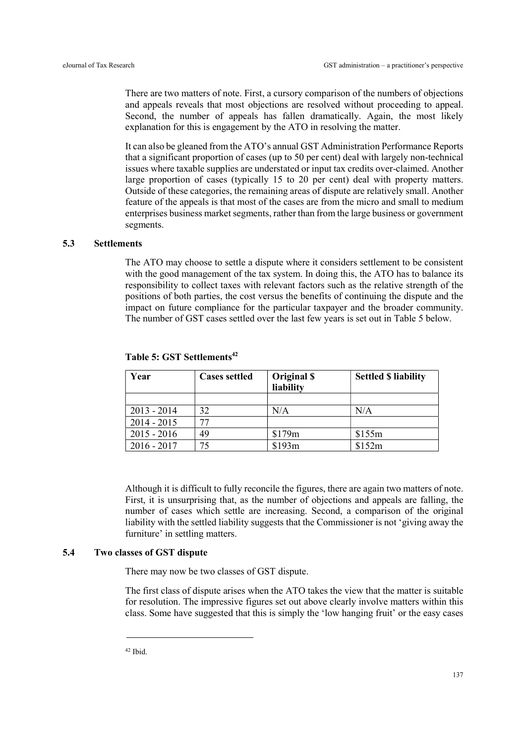There are two matters of note. First, a cursory comparison of the numbers of objections and appeals reveals that most objections are resolved without proceeding to appeal. Second, the number of appeals has fallen dramatically. Again, the most likely explanation for this is engagement by the ATO in resolving the matter.

It can also be gleaned from the ATO's annual GST Administration Performance Reports that a significant proportion of cases (up to 50 per cent) deal with largely non-technical issues where taxable supplies are understated or input tax credits over-claimed. Another large proportion of cases (typically 15 to 20 per cent) deal with property matters. Outside of these categories, the remaining areas of dispute are relatively small. Another feature of the appeals is that most of the cases are from the micro and small to medium enterprises business market segments, rather than from the large business or government segments.

### 5.3 Settlements

The ATO may choose to settle a dispute where it considers settlement to be consistent with the good management of the tax system. In doing this, the ATO has to balance its responsibility to collect taxes with relevant factors such as the relative strength of the positions of both parties, the cost versus the benefits of continuing the dispute and the impact on future compliance for the particular taxpayer and the broader community. The number of GST cases settled over the last few years is set out in Table 5 below.

**Table 5: GST Settlements**[42]

| Year | Cases settled | Original $ liability | Settled $ liability |
|---|---|---|---|
| | | | |
| 2013 - 2014 | 32 | N/A | N/A |
| 2014 - 2015 | 77 | | |
| 2015 - 2016 | 49 | $179m | $155m |
| 2016 - 2017 | 75 | $193m | $152m |

Although it is difficult to fully reconcile the figures, there are again two matters of note. First, it is unsurprising that, as the number of objections and appeals are falling, the number of cases which settle are increasing. Second, a comparison of the original liability with the settled liability suggests that the Commissioner is not 'giving away the furniture' in settling matters.

### 5.4 Two classes of GST dispute

There may now be two classes of GST dispute.

The first class of dispute arises when the ATO takes the view that the matter is suitable for resolution. The impressive figures set out above clearly involve matters within this class. Some have suggested that this is simply the 'low hanging fruit' or the easy cases

[42] Ibid.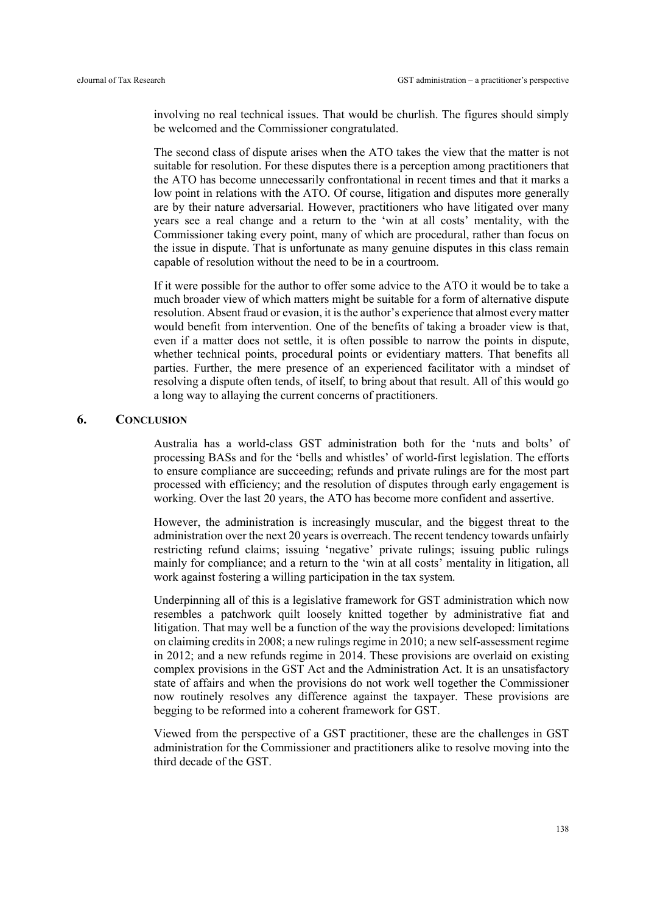involving no real technical issues. That would be churlish. The figures should simply be welcomed and the Commissioner congratulated.

The second class of dispute arises when the ATO takes the view that the matter is not suitable for resolution. For these disputes there is a perception among practitioners that the ATO has become unnecessarily confrontational in recent times and that it marks a low point in relations with the ATO. Of course, litigation and disputes more generally are by their nature adversarial. However, practitioners who have litigated over many years see a real change and a return to the 'win at all costs' mentality, with the Commissioner taking every point, many of which are procedural, rather than focus on the issue in dispute. That is unfortunate as many genuine disputes in this class remain capable of resolution without the need to be in a courtroom.

If it were possible for the author to offer some advice to the ATO it would be to take a much broader view of which matters might be suitable for a form of alternative dispute resolution. Absent fraud or evasion, it is the author's experience that almost every matter would benefit from intervention. One of the benefits of taking a broader view is that, even if a matter does not settle, it is often possible to narrow the points in dispute, whether technical points, procedural points or evidentiary matters. That benefits all parties. Further, the mere presence of an experienced facilitator with a mindset of resolving a dispute often tends, of itself, to bring about that result. All of this would go a long way to allaying the current concerns of practitioners.

## 6. CONCLUSION

Australia has a world-class GST administration both for the 'nuts and bolts' of processing BASs and for the 'bells and whistles' of world-first legislation. The efforts to ensure compliance are succeeding; refunds and private rulings are for the most part processed with efficiency; and the resolution of disputes through early engagement is working. Over the last 20 years, the ATO has become more confident and assertive.

However, the administration is increasingly muscular, and the biggest threat to the administration over the next 20 years is overreach. The recent tendency towards unfairly restricting refund claims; issuing 'negative' private rulings; issuing public rulings mainly for compliance; and a return to the 'win at all costs' mentality in litigation, all work against fostering a willing participation in the tax system.

Underpinning all of this is a legislative framework for GST administration which now resembles a patchwork quilt loosely knitted together by administrative fiat and litigation. That may well be a function of the way the provisions developed: limitations on claiming credits in 2008; a new rulings regime in 2010; a new self-assessment regime in 2012; and a new refunds regime in 2014. These provisions are overlaid on existing complex provisions in the GST Act and the Administration Act. It is an unsatisfactory state of affairs and when the provisions do not work well together the Commissioner now routinely resolves any difference against the taxpayer. These provisions are begging to be reformed into a coherent framework for GST.

Viewed from the perspective of a GST practitioner, these are the challenges in GST administration for the Commissioner and practitioners alike to resolve moving into the third decade of the GST.